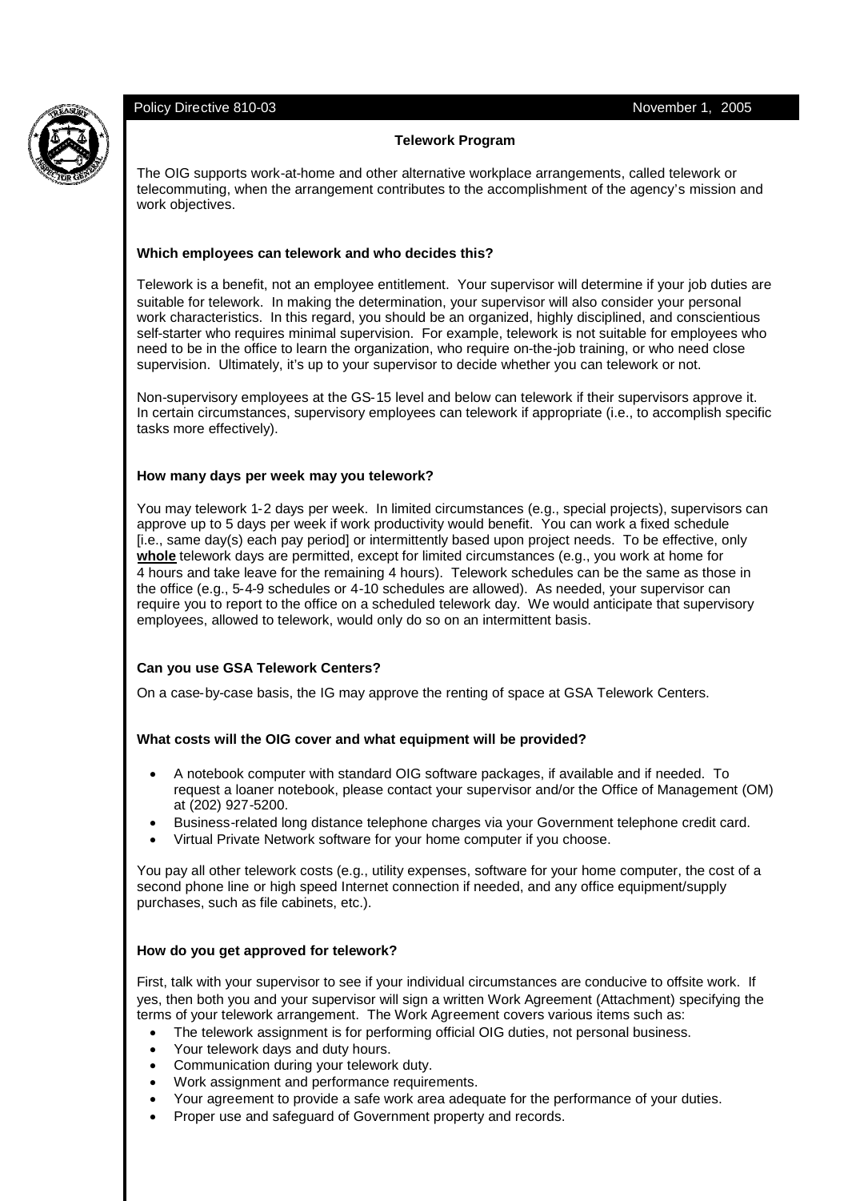Policy Directive 810-03 November 1, 2005

## Telework Program

The OIG supports work-at-home and other alternative workplace arrangements, called telework or telecommuting, when the arrangement contributes to the accomplishment of the agency's mission and work objectives.

### Which employees can telework and who decides this?

Telework is a benefit, not an employee entitlement. Your supervisor will determine if your job duties are suitable for telework. In making the determination, your supervisor will also consider your personal work characteristics. In this regard, you should be an organized, highly disciplined, and conscientious self-starter who requires minimal supervision. For example, telework is not suitable for employees who need to be in the office to learn the organization, who require on-the-job training, or who need close supervision. Ultimately, it's up to your supervisor to decide whether you can telework or not.

Non-supervisory employees at the GS-15 level and below can telework if their supervisors approve it. In certain circumstances, supervisory employees can telework if appropriate (i.e., to accomplish specific tasks more effectively).

### How many days per week may you telework?

You may telework 1-2 days per week. In limited circumstances (e.g., special projects), supervisors can approve up to 5 days per week if work productivity would benefit. You can work a fixed schedule [i.e., same day(s) each pay period] or intermittently based upon project needs. To be effective, only **whole** telework days are permitted, except for limited circumstances (e.g., you work at home for 4 hours and take leave for the remaining 4 hours). Telework schedules can be the same as those in the office (e.g., 5-4-9 schedules or 4-10 schedules are allowed). As needed, your supervisor can require you to report to the office on a scheduled telework day. We would anticipate that supervisory employees, allowed to telework, would only do so on an intermittent basis.

### Can you use GSA Telework Centers?

On a case-by-case basis, the IG may approve the renting of space at GSA Telework Centers.

### What costs will the OIG cover and what equipment will be provided?

- A notebook computer with standard OIG software packages, if available and if needed. To request a loaner notebook, please contact your supervisor and/or the Office of Management (OM) at (202) 927-5200.
- Business-related long distance telephone charges via your Government telephone credit card.
- Virtual Private Network software for your home computer if you choose.

You pay all other telework costs (e.g., utility expenses, software for your home computer, the cost of a second phone line or high speed Internet connection if needed, and any office equipment/supply purchases, such as file cabinets, etc.).

### How do you get approved for telework?

First, talk with your supervisor to see if your individual circumstances are conducive to offsite work. If yes, then both you and your supervisor will sign a written Work Agreement (Attachment) specifying the terms of your telework arrangement. The Work Agreement covers various items such as:

- The telework assignment is for performing official OIG duties, not personal business.
- Your telework days and duty hours.
- Communication during your telework duty.
- Work assignment and performance requirements.
- Your agreement to provide a safe work area adequate for the performance of your duties.
- Proper use and safeguard of Government property and records.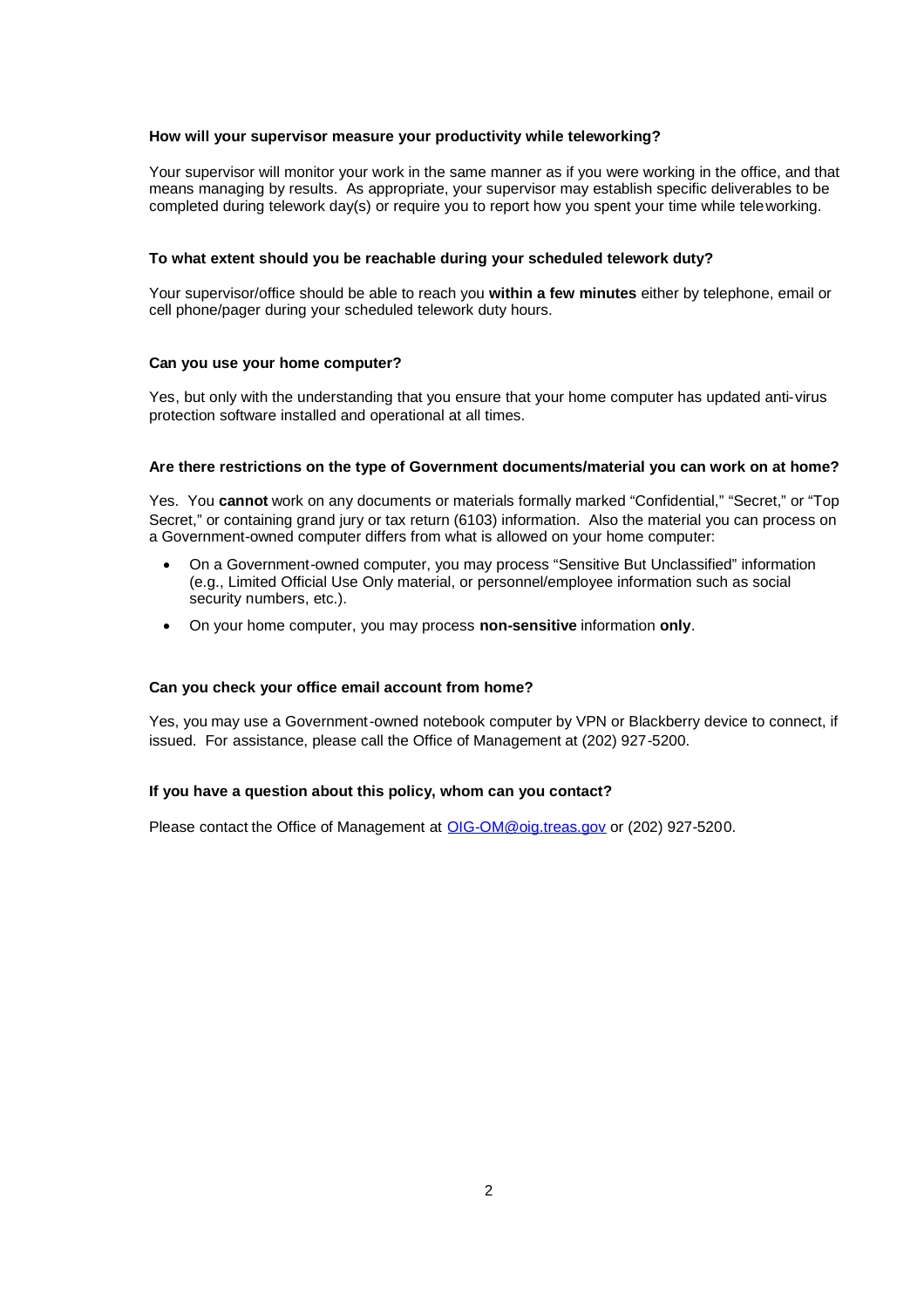**How will your supervisor measure your productivity while teleworking?**

Your supervisor will monitor your work in the same manner as if you were working in the office, and that means managing by results. As appropriate, your supervisor may establish specific deliverables to be completed during telework day(s) or require you to report how you spent your time while teleworking.

**To what extent should you be reachable during your scheduled telework duty?**

Your supervisor/office should be able to reach you **within a few minutes** either by telephone, email or cell phone/pager during your scheduled telework duty hours.

**Can you use your home computer?**

Yes, but only with the understanding that you ensure that your home computer has updated anti-virus protection software installed and operational at all times.

**Are there restrictions on the type of Government documents/material you can work on at home?**

Yes. You **cannot** work on any documents or materials formally marked "Confidential," "Secret," or "Top Secret," or containing grand jury or tax return (6103) information. Also the material you can process on a Government-owned computer differs from what is allowed on your home computer:

- On a Government-owned computer, you may process "Sensitive But Unclassified" information (e.g., Limited Official Use Only material, or personnel/employee information such as social security numbers, etc.).
- On your home computer, you may process **non-sensitive** information **only**.

**Can you check your office email account from home?**

Yes, you may use a Government-owned notebook computer by VPN or Blackberry device to connect, if issued. For assistance, please call the Office of Management at (202) 927-5200.

**If you have a question about this policy, whom can you contact?**

Please contact the Office of Management at OIG-OM@oig.treas.gov or (202) 927-5200.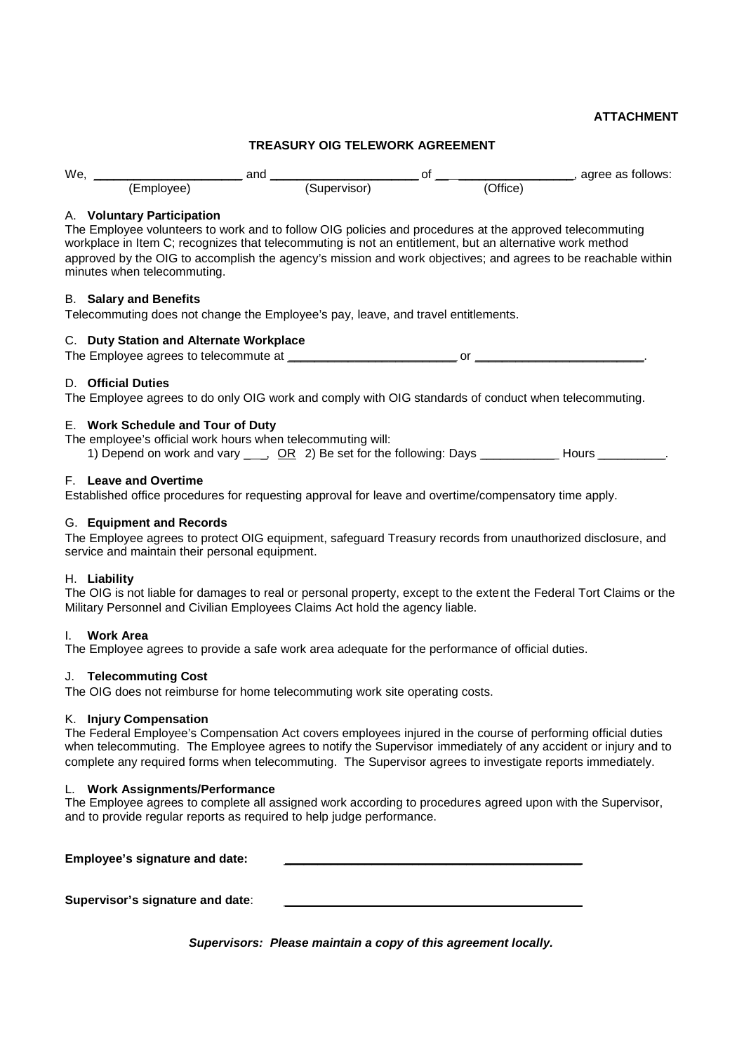**ATTACHMENT**

## TREASURY OIG TELEWORK AGREEMENT

We, ______________________ and ______________________ of ___ __________________, agree as follows:
(Employee) (Supervisor) (Office)

A. **Voluntary Participation**
The Employee volunteers to work and to follow OIG policies and procedures at the approved telecommuting workplace in Item C; recognizes that telecommuting is not an entitlement, but an alternative work method approved by the OIG to accomplish the agency's mission and work objectives; and agrees to be reachable within minutes when telecommuting.

B. **Salary and Benefits**
Telecommuting does not change the Employee's pay, leave, and travel entitlements.

C. **Duty Station and Alternate Workplace**
The Employee agrees to telecommute at _________________________ or _________________________.

D. **Official Duties**
The Employee agrees to do only OIG work and comply with OIG standards of conduct when telecommuting.

E. **Work Schedule and Tour of Duty**
The employee's official work hours when telecommuting will:
1) Depend on work and vary ___, OR 2) Be set for the following: Days ____________ Hours __________.

F. **Leave and Overtime**
Established office procedures for requesting approval for leave and overtime/compensatory time apply.

G. **Equipment and Records**
The Employee agrees to protect OIG equipment, safeguard Treasury records from unauthorized disclosure, and service and maintain their personal equipment.

H. **Liability**
The OIG is not liable for damages to real or personal property, except to the extent the Federal Tort Claims or the Military Personnel and Civilian Employees Claims Act hold the agency liable.

I. **Work Area**
The Employee agrees to provide a safe work area adequate for the performance of official duties.

J. **Telecommuting Cost**
The OIG does not reimburse for home telecommuting work site operating costs.

K. **Injury Compensation**
The Federal Employee's Compensation Act covers employees injured in the course of performing official duties when telecommuting. The Employee agrees to notify the Supervisor immediately of any accident or injury and to complete any required forms when telecommuting. The Supervisor agrees to investigate reports immediately.

L. **Work Assignments/Performance**
The Employee agrees to complete all assigned work according to procedures agreed upon with the Supervisor, and to provide regular reports as required to help judge performance.

**Employee's signature and date:** ____________________________________________

**Supervisor's signature and date**: ____________________________________________

***Supervisors: Please maintain a copy of this agreement locally.***